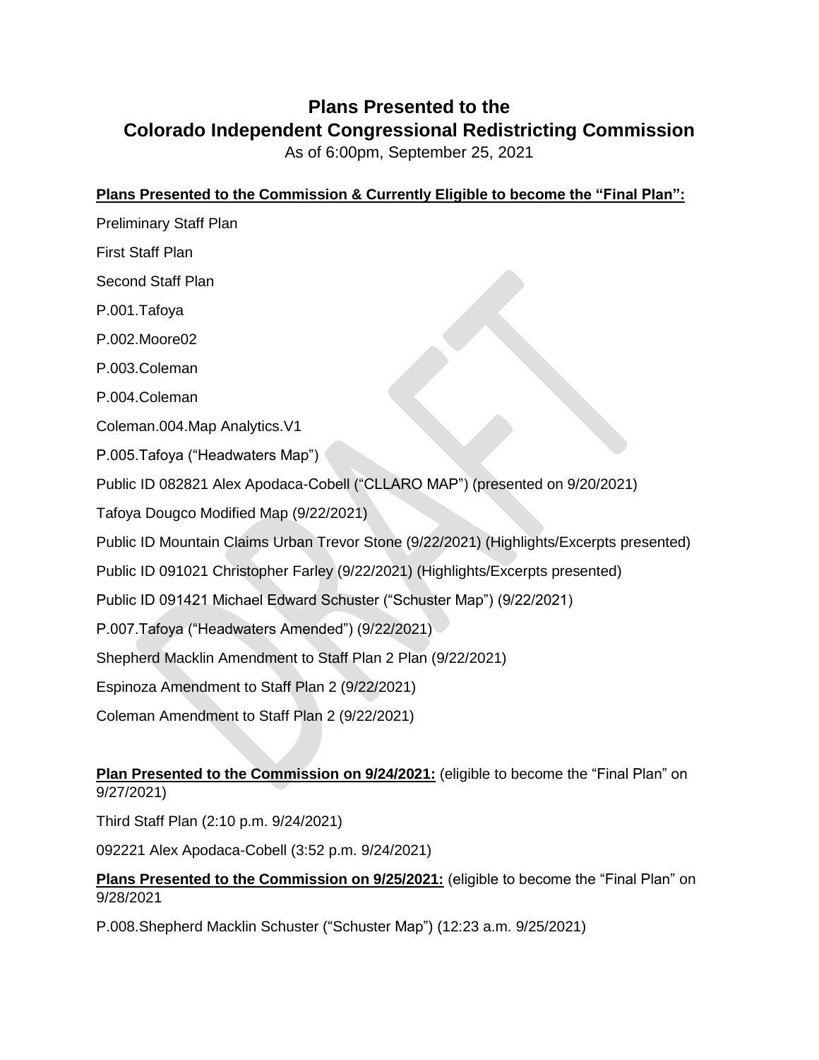# Plans Presented to the Colorado Independent Congressional Redistricting Commission

As of 6:00pm, September 25, 2021

**Plans Presented to the Commission & Currently Eligible to become the "Final Plan":**

Preliminary Staff Plan

First Staff Plan

Second Staff Plan

P.001.Tafoya

P.002.Moore02

P.003.Coleman

P.004.Coleman

Coleman.004.Map Analytics.V1

P.005.Tafoya ("Headwaters Map")

Public ID 082821 Alex Apodaca-Cobell ("CLLARO MAP") (presented on 9/20/2021)

Tafoya Dougco Modified Map (9/22/2021)

Public ID Mountain Claims Urban Trevor Stone (9/22/2021) (Highlights/Excerpts presented)

Public ID 091021 Christopher Farley (9/22/2021) (Highlights/Excerpts presented)

Public ID 091421 Michael Edward Schuster ("Schuster Map") (9/22/2021)

P.007.Tafoya ("Headwaters Amended") (9/22/2021)

Shepherd Macklin Amendment to Staff Plan 2 Plan (9/22/2021)

Espinoza Amendment to Staff Plan 2 (9/22/2021)

Coleman Amendment to Staff Plan 2 (9/22/2021)

**Plan Presented to the Commission on 9/24/2021:** (eligible to become the "Final Plan" on 9/27/2021)

Third Staff Plan (2:10 p.m. 9/24/2021)

092221 Alex Apodaca-Cobell (3:52 p.m. 9/24/2021)

**Plans Presented to the Commission on 9/25/2021:** (eligible to become the "Final Plan" on 9/28/2021

P.008.Shepherd Macklin Schuster ("Schuster Map") (12:23 a.m. 9/25/2021)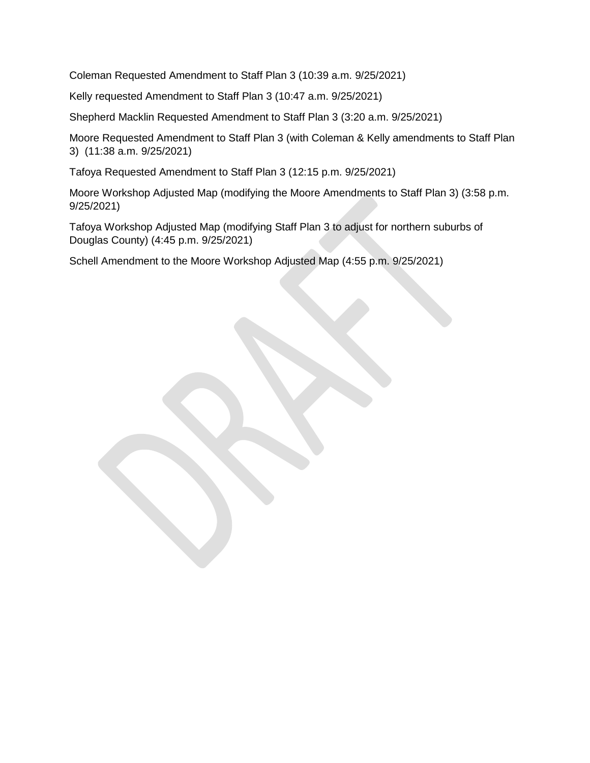Coleman Requested Amendment to Staff Plan 3 (10:39 a.m. 9/25/2021)

Kelly requested Amendment to Staff Plan 3 (10:47 a.m. 9/25/2021)

Shepherd Macklin Requested Amendment to Staff Plan 3 (3:20 a.m. 9/25/2021)

Moore Requested Amendment to Staff Plan 3 (with Coleman & Kelly amendments to Staff Plan 3) (11:38 a.m. 9/25/2021)

Tafoya Requested Amendment to Staff Plan 3 (12:15 p.m. 9/25/2021)

Moore Workshop Adjusted Map (modifying the Moore Amendments to Staff Plan 3) (3:58 p.m. 9/25/2021)

Tafoya Workshop Adjusted Map (modifying Staff Plan 3 to adjust for northern suburbs of Douglas County) (4:45 p.m. 9/25/2021)

Schell Amendment to the Moore Workshop Adjusted Map (4:55 p.m. 9/25/2021)